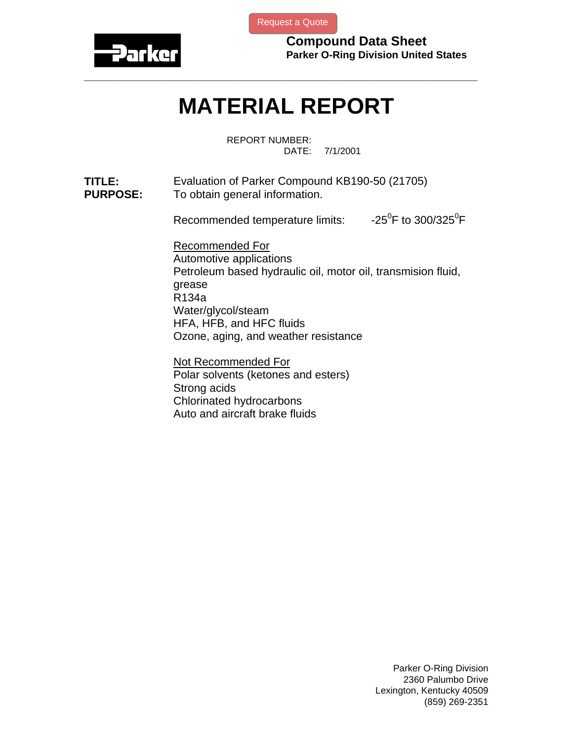Request a Quote

**Compound Data Sheet**
**Parker O-Ring Division United States**

# MATERIAL REPORT

REPORT NUMBER:
DATE: 7/1/2001

**TITLE:** Evaluation of Parker Compound KB190-50 (21705)
**PURPOSE:** To obtain general information.

Recommended temperature limits: -25$^0$F to 300/325$^0$F

Recommended For
Automotive applications
Petroleum based hydraulic oil, motor oil, transmision fluid, grease
R134a
Water/glycol/steam
HFA, HFB, and HFC fluids
Ozone, aging, and weather resistance

Not Recommended For
Polar solvents (ketones and esters)
Strong acids
Chlorinated hydrocarbons
Auto and aircraft brake fluids

Parker O-Ring Division
2360 Palumbo Drive
Lexington, Kentucky 40509
(859) 269-2351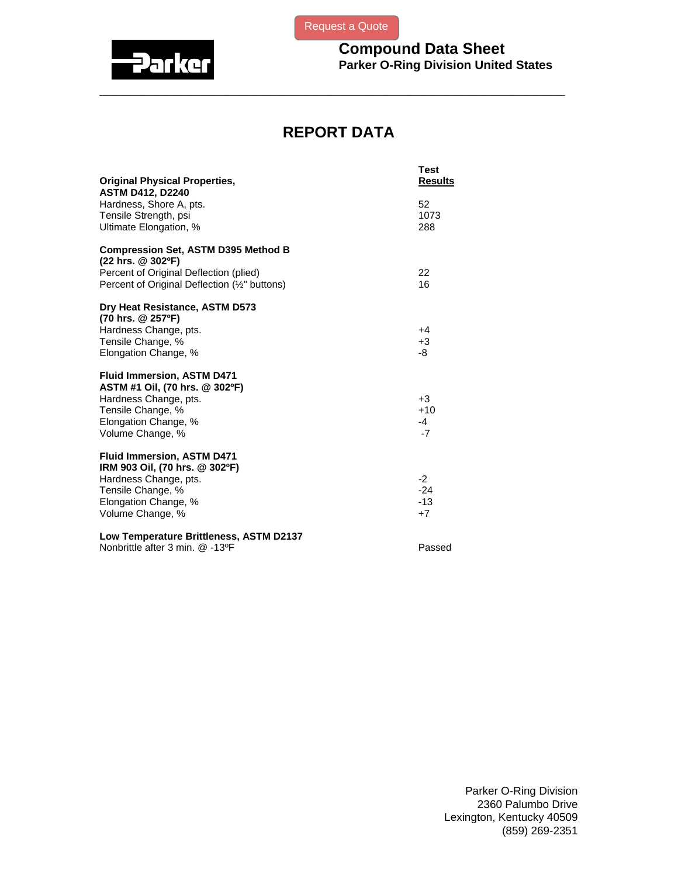Request a Quote

# Compound Data Sheet

**Parker O-Ring Division United States**

## REPORT DATA

| | Test Results |
|---|---|
| **Original Physical Properties, ASTM D412, D2240** | |
| Hardness, Shore A, pts. | 52 |
| Tensile Strength, psi | 1073 |
| Ultimate Elongation, % | 288 |
| **Compression Set, ASTM D395 Method B (22 hrs. @ 302ºF)** | |
| Percent of Original Deflection (plied) | 22 |
| Percent of Original Deflection (½" buttons) | 16 |
| **Dry Heat Resistance, ASTM D573 (70 hrs. @ 257ºF)** | |
| Hardness Change, pts. | +4 |
| Tensile Change, % | +3 |
| Elongation Change, % | -8 |
| **Fluid Immersion, ASTM D471 ASTM #1 Oil, (70 hrs. @ 302ºF)** | |
| Hardness Change, pts. | +3 |
| Tensile Change, % | +10 |
| Elongation Change, % | -4 |
| Volume Change, % | -7 |
| **Fluid Immersion, ASTM D471 IRM 903 Oil, (70 hrs. @ 302ºF)** | |
| Hardness Change, pts. | -2 |
| Tensile Change, % | -24 |
| Elongation Change, % | -13 |
| Volume Change, % | +7 |
| **Low Temperature Brittleness, ASTM D2137** | |
| Nonbrittle after 3 min. @ -13ºF | Passed |

Parker O-Ring Division
2360 Palumbo Drive
Lexington, Kentucky 40509
(859) 269-2351